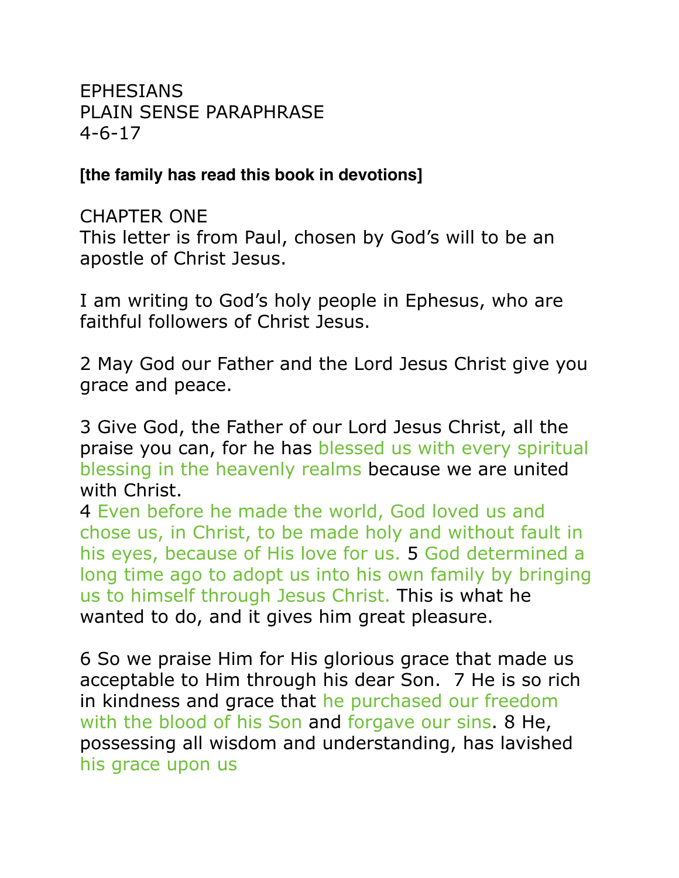EPHESIANS
PLAIN SENSE PARAPHRASE
4-6-17

**[the family has read this book in devotions]**

CHAPTER ONE

This letter is from Paul, chosen by God's will to be an apostle of Christ Jesus.

I am writing to God's holy people in Ephesus, who are faithful followers of Christ Jesus.

2 May God our Father and the Lord Jesus Christ give you grace and peace.

3 Give God, the Father of our Lord Jesus Christ, all the praise you can, for he has blessed us with every spiritual blessing in the heavenly realms because we are united with Christ.
4 Even before he made the world, God loved us and chose us, in Christ, to be made holy and without fault in his eyes, because of His love for us. 5 God determined a long time ago to adopt us into his own family by bringing us to himself through Jesus Christ. This is what he wanted to do, and it gives him great pleasure.

6 So we praise Him for His glorious grace that made us acceptable to Him through his dear Son. 7 He is so rich in kindness and grace that he purchased our freedom with the blood of his Son and forgave our sins. 8 He, possessing all wisdom and understanding, has lavished his grace upon us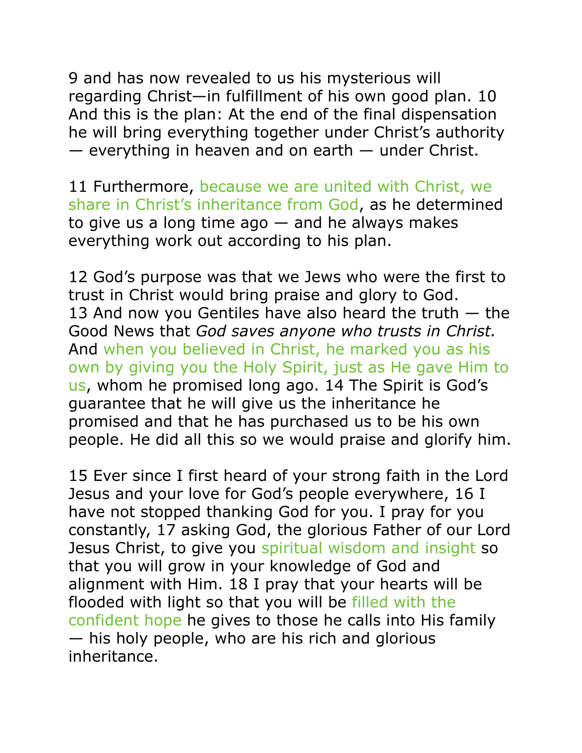9 and has now revealed to us his mysterious will regarding Christ—in fulfillment of his own good plan. 10 And this is the plan: At the end of the final dispensation he will bring everything together under Christ's authority — everything in heaven and on earth — under Christ.

11 Furthermore, because we are united with Christ, we share in Christ's inheritance from God, as he determined to give us a long time ago — and he always makes everything work out according to his plan.

12 God's purpose was that we Jews who were the first to trust in Christ would bring praise and glory to God. 13 And now you Gentiles have also heard the truth — the Good News that *God saves anyone who trusts in Christ.* And when you believed in Christ, he marked you as his own by giving you the Holy Spirit, just as He gave Him to us, whom he promised long ago. 14 The Spirit is God's guarantee that he will give us the inheritance he promised and that he has purchased us to be his own people. He did all this so we would praise and glorify him.

15 Ever since I first heard of your strong faith in the Lord Jesus and your love for God's people everywhere, 16 I have not stopped thanking God for you. I pray for you constantly, 17 asking God, the glorious Father of our Lord Jesus Christ, to give you spiritual wisdom and insight so that you will grow in your knowledge of God and alignment with Him. 18 I pray that your hearts will be flooded with light so that you will be filled with the confident hope he gives to those he calls into His family — his holy people, who are his rich and glorious inheritance.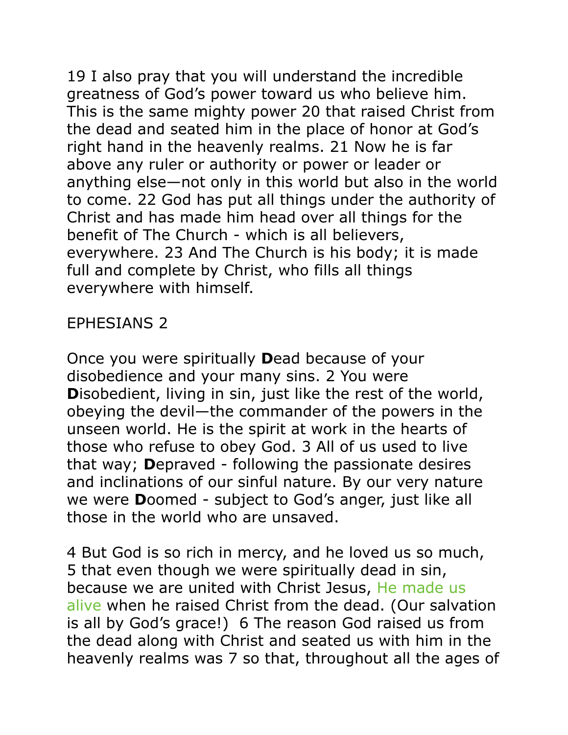19 I also pray that you will understand the incredible greatness of God's power toward us who believe him. This is the same mighty power 20 that raised Christ from the dead and seated him in the place of honor at God's right hand in the heavenly realms. 21 Now he is far above any ruler or authority or power or leader or anything else—not only in this world but also in the world to come. 22 God has put all things under the authority of Christ and has made him head over all things for the benefit of The Church - which is all believers, everywhere. 23 And The Church is his body; it is made full and complete by Christ, who fills all things everywhere with himself.

EPHESIANS 2

Once you were spiritually **D**ead because of your disobedience and your many sins. 2 You were **D**isobedient, living in sin, just like the rest of the world, obeying the devil—the commander of the powers in the unseen world. He is the spirit at work in the hearts of those who refuse to obey God. 3 All of us used to live that way; **D**epraved - following the passionate desires and inclinations of our sinful nature. By our very nature we were **D**oomed - subject to God's anger, just like all those in the world who are unsaved.

4 But God is so rich in mercy, and he loved us so much, 5 that even though we were spiritually dead in sin, because we are united with Christ Jesus, He made us alive when he raised Christ from the dead. (Our salvation is all by God's grace!) 6 The reason God raised us from the dead along with Christ and seated us with him in the heavenly realms was 7 so that, throughout all the ages of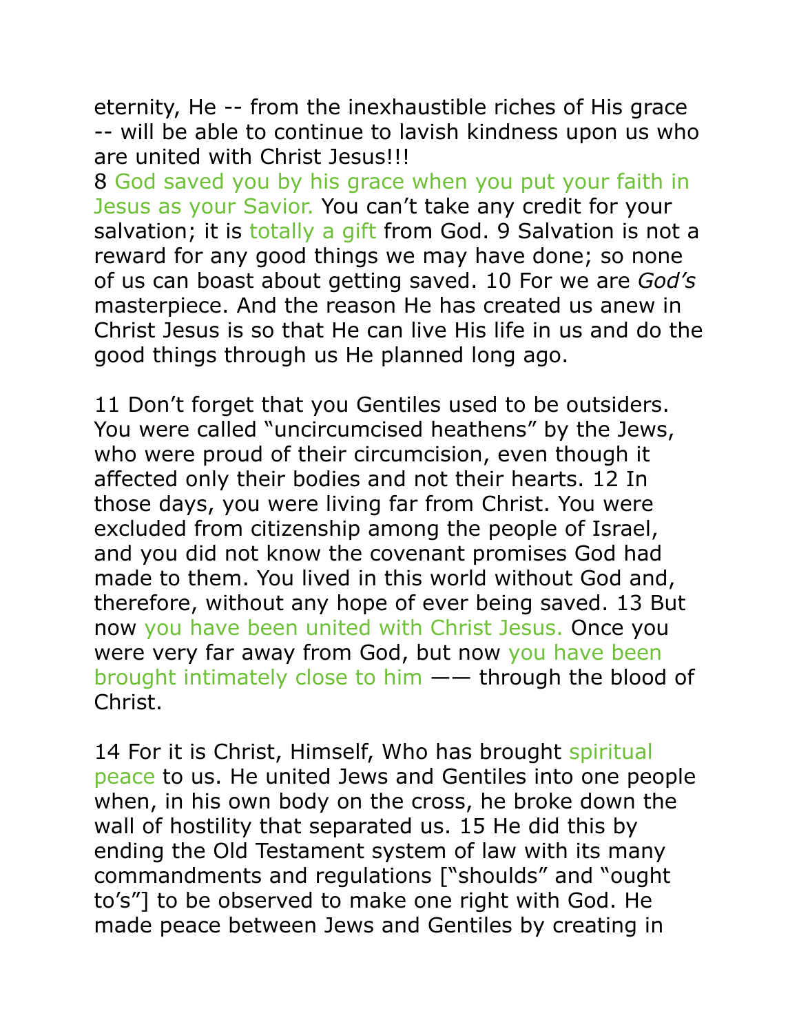eternity, He -- from the inexhaustible riches of His grace -- will be able to continue to lavish kindness upon us who are united with Christ Jesus!!!

8 God saved you by his grace when you put your faith in Jesus as your Savior. You can't take any credit for your salvation; it is totally a gift from God. 9 Salvation is not a reward for any good things we may have done; so none of us can boast about getting saved. 10 For we are *God's* masterpiece. And the reason He has created us anew in Christ Jesus is so that He can live His life in us and do the good things through us He planned long ago.

11 Don't forget that you Gentiles used to be outsiders. You were called "uncircumcised heathens" by the Jews, who were proud of their circumcision, even though it affected only their bodies and not their hearts. 12 In those days, you were living far from Christ. You were excluded from citizenship among the people of Israel, and you did not know the covenant promises God had made to them. You lived in this world without God and, therefore, without any hope of ever being saved. 13 But now you have been united with Christ Jesus. Once you were very far away from God, but now you have been brought intimately close to him —— through the blood of Christ.

14 For it is Christ, Himself, Who has brought spiritual peace to us. He united Jews and Gentiles into one people when, in his own body on the cross, he broke down the wall of hostility that separated us. 15 He did this by ending the Old Testament system of law with its many commandments and regulations ["shoulds" and "ought to's"] to be observed to make one right with God. He made peace between Jews and Gentiles by creating in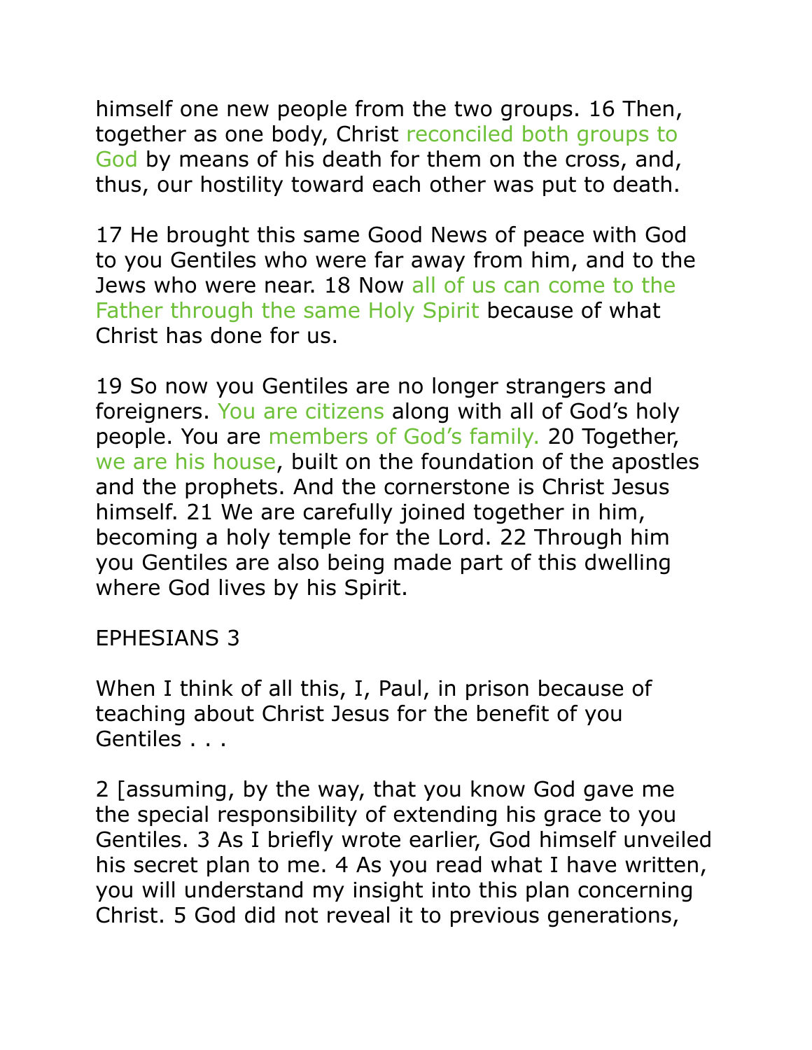himself one new people from the two groups. 16 Then, together as one body, Christ reconciled both groups to God by means of his death for them on the cross, and, thus, our hostility toward each other was put to death.

17 He brought this same Good News of peace with God to you Gentiles who were far away from him, and to the Jews who were near. 18 Now all of us can come to the Father through the same Holy Spirit because of what Christ has done for us.

19 So now you Gentiles are no longer strangers and foreigners. You are citizens along with all of God's holy people. You are members of God's family. 20 Together, we are his house, built on the foundation of the apostles and the prophets. And the cornerstone is Christ Jesus himself. 21 We are carefully joined together in him, becoming a holy temple for the Lord. 22 Through him you Gentiles are also being made part of this dwelling where God lives by his Spirit.

EPHESIANS 3

When I think of all this, I, Paul, in prison because of teaching about Christ Jesus for the benefit of you Gentiles . . .

2 [assuming, by the way, that you know God gave me the special responsibility of extending his grace to you Gentiles. 3 As I briefly wrote earlier, God himself unveiled his secret plan to me. 4 As you read what I have written, you will understand my insight into this plan concerning Christ. 5 God did not reveal it to previous generations,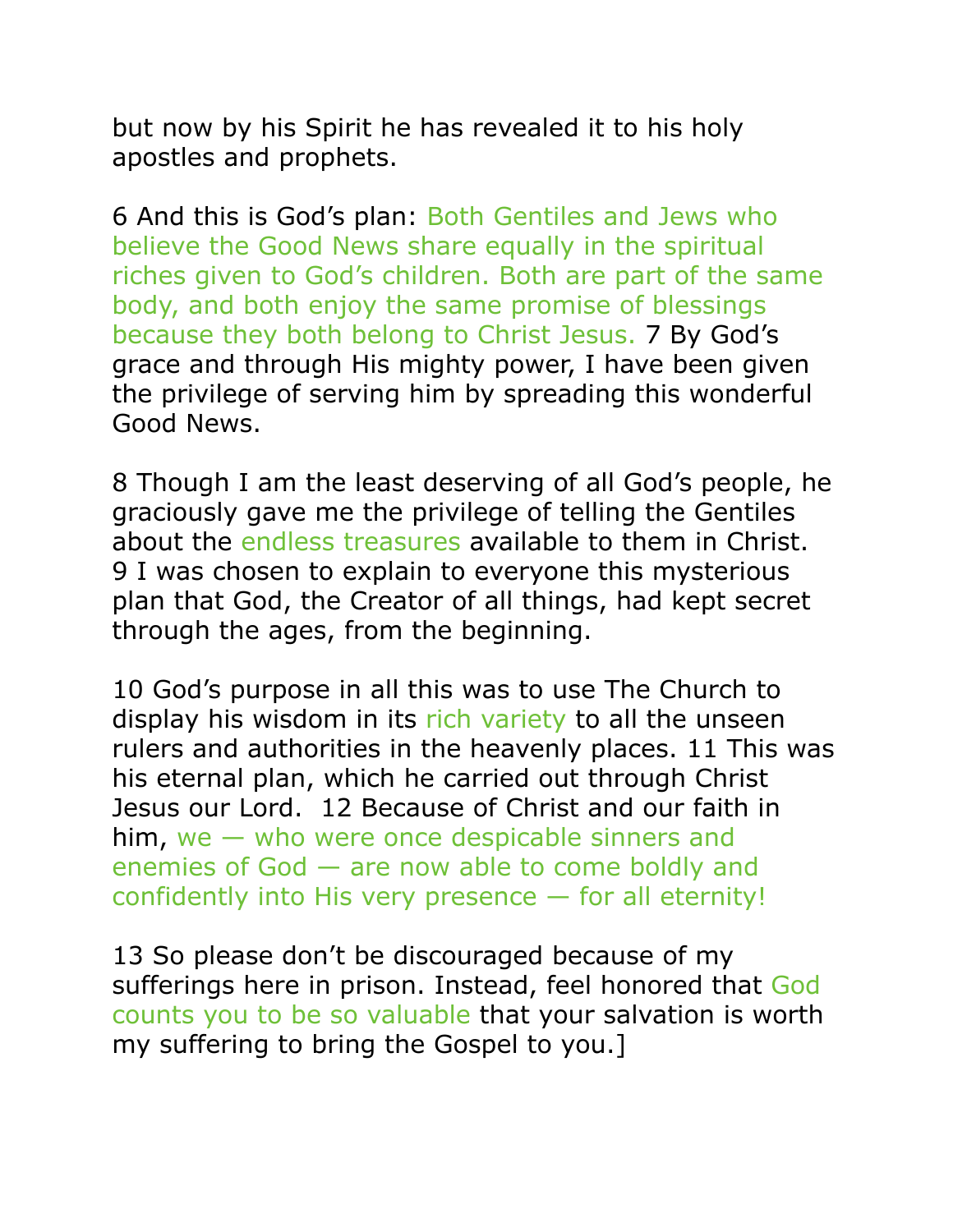but now by his Spirit he has revealed it to his holy apostles and prophets.

6 And this is God's plan: Both Gentiles and Jews who believe the Good News share equally in the spiritual riches given to God's children. Both are part of the same body, and both enjoy the same promise of blessings because they both belong to Christ Jesus. 7 By God's grace and through His mighty power, I have been given the privilege of serving him by spreading this wonderful Good News.

8 Though I am the least deserving of all God's people, he graciously gave me the privilege of telling the Gentiles about the endless treasures available to them in Christ. 9 I was chosen to explain to everyone this mysterious plan that God, the Creator of all things, had kept secret through the ages, from the beginning.

10 God's purpose in all this was to use The Church to display his wisdom in its rich variety to all the unseen rulers and authorities in the heavenly places. 11 This was his eternal plan, which he carried out through Christ Jesus our Lord. 12 Because of Christ and our faith in him, we — who were once despicable sinners and enemies of God — are now able to come boldly and confidently into His very presence — for all eternity!

13 So please don't be discouraged because of my sufferings here in prison. Instead, feel honored that God counts you to be so valuable that your salvation is worth my suffering to bring the Gospel to you.]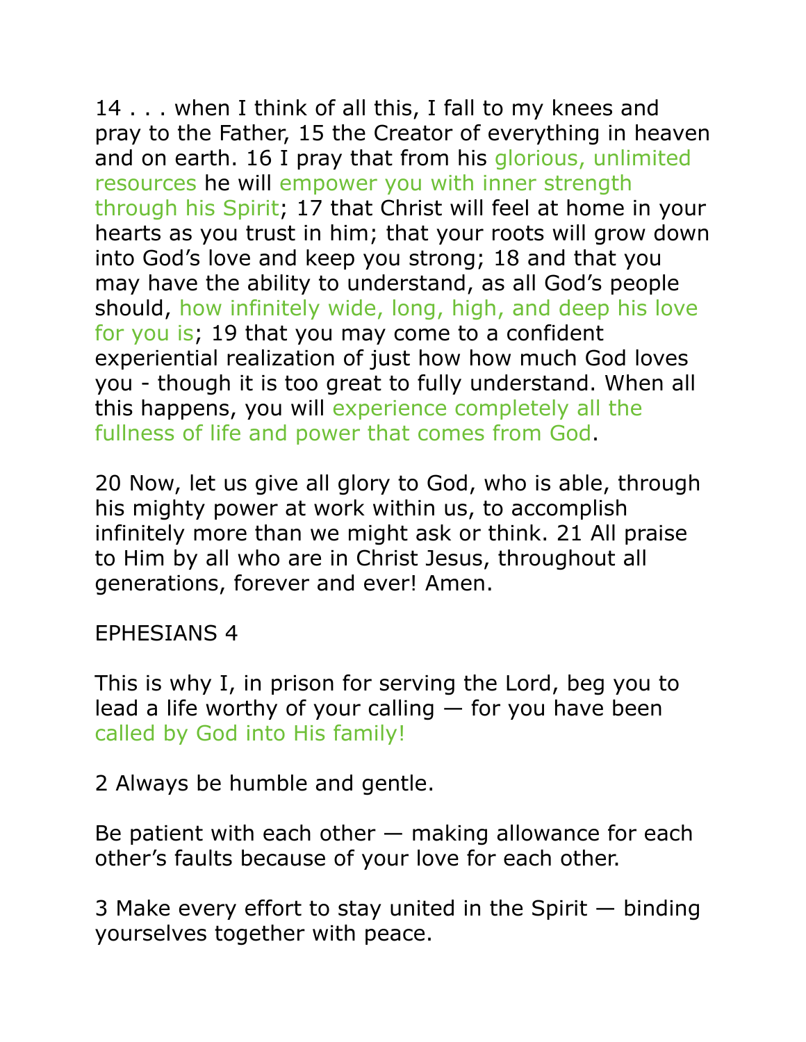14 . . . when I think of all this, I fall to my knees and pray to the Father, 15 the Creator of everything in heaven and on earth. 16 I pray that from his glorious, unlimited resources he will empower you with inner strength through his Spirit; 17 that Christ will feel at home in your hearts as you trust in him; that your roots will grow down into God's love and keep you strong; 18 and that you may have the ability to understand, as all God's people should, how infinitely wide, long, high, and deep his love for you is; 19 that you may come to a confident experiential realization of just how how much God loves you - though it is too great to fully understand. When all this happens, you will experience completely all the fullness of life and power that comes from God.

20 Now, let us give all glory to God, who is able, through his mighty power at work within us, to accomplish infinitely more than we might ask or think. 21 All praise to Him by all who are in Christ Jesus, throughout all generations, forever and ever! Amen.

EPHESIANS 4

This is why I, in prison for serving the Lord, beg you to lead a life worthy of your calling — for you have been called by God into His family!

2 Always be humble and gentle.

Be patient with each other — making allowance for each other's faults because of your love for each other.

3 Make every effort to stay united in the Spirit — binding yourselves together with peace.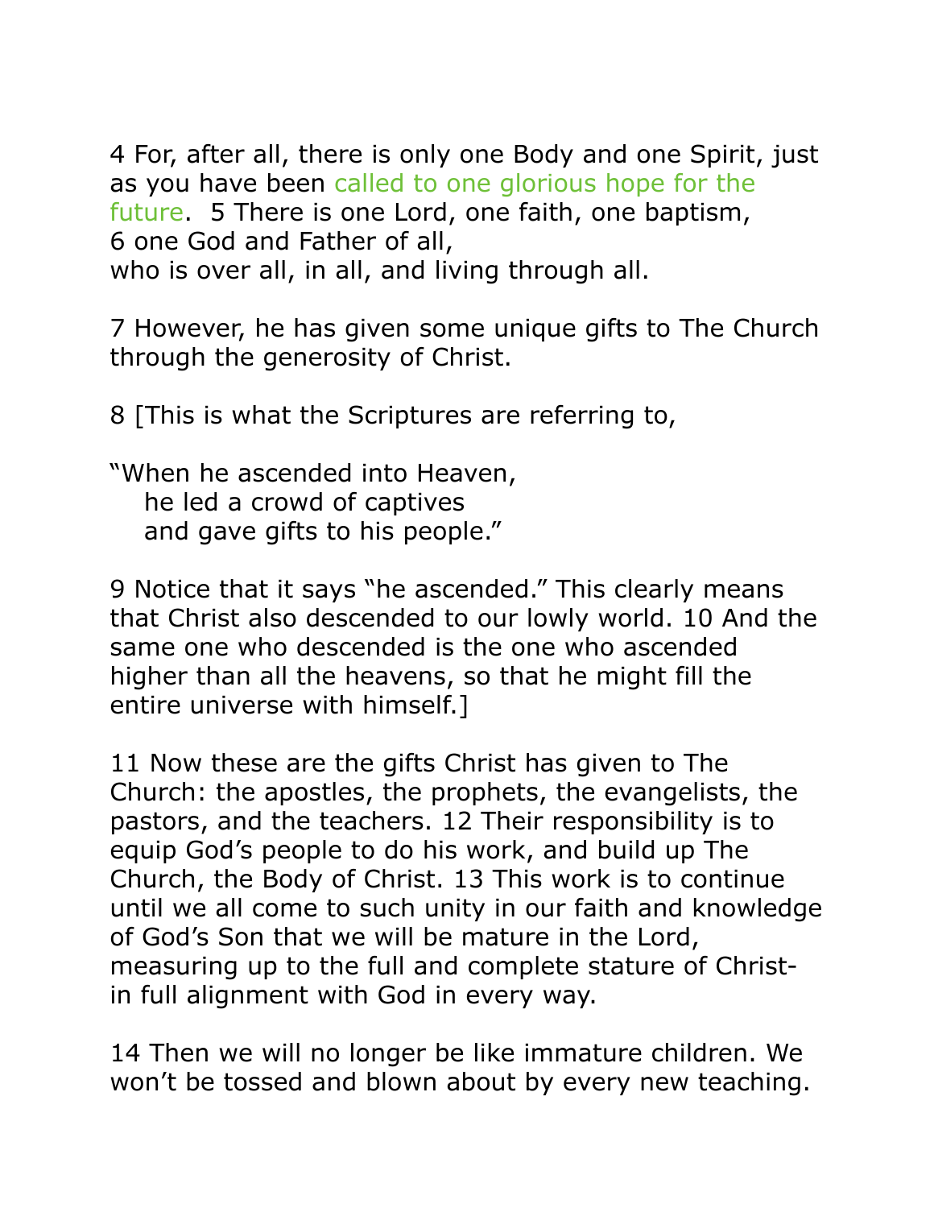4 For, after all, there is only one Body and one Spirit, just as you have been called to one glorious hope for the future.  5 There is one Lord, one faith, one baptism,
6 one God and Father of all,
who is over all, in all, and living through all.

7 However, he has given some unique gifts to The Church through the generosity of Christ.

8 [This is what the Scriptures are referring to,

"When he ascended into Heaven,
he led a crowd of captives
and gave gifts to his people."

9 Notice that it says "he ascended." This clearly means that Christ also descended to our lowly world. 10 And the same one who descended is the one who ascended higher than all the heavens, so that he might fill the entire universe with himself.]

11 Now these are the gifts Christ has given to The Church: the apostles, the prophets, the evangelists, the pastors, and the teachers. 12 Their responsibility is to equip God's people to do his work, and build up The Church, the Body of Christ. 13 This work is to continue until we all come to such unity in our faith and knowledge of God's Son that we will be mature in the Lord, measuring up to the full and complete stature of Christ- in full alignment with God in every way.

14 Then we will no longer be like immature children. We won't be tossed and blown about by every new teaching.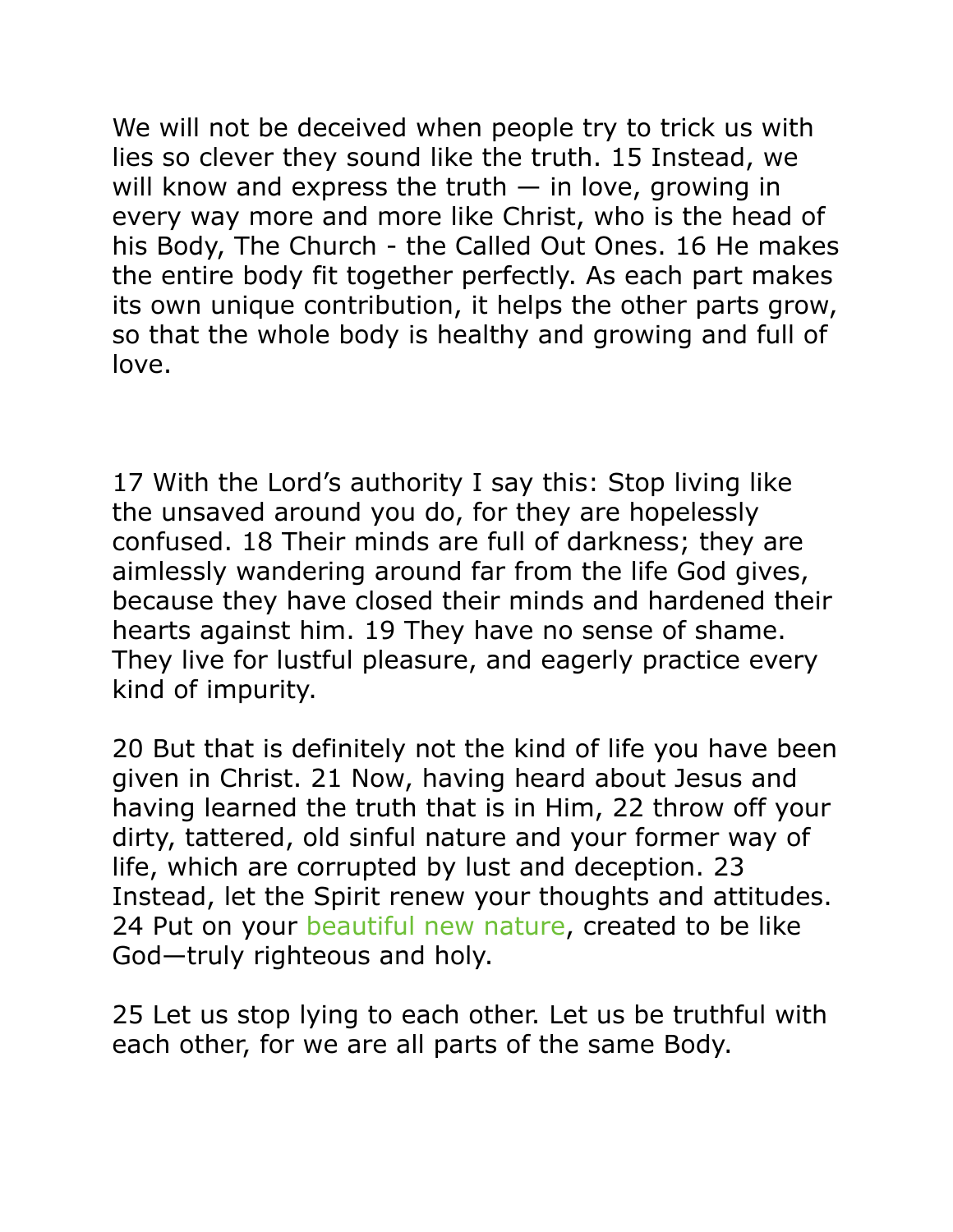We will not be deceived when people try to trick us with lies so clever they sound like the truth. 15 Instead, we will know and express the truth — in love, growing in every way more and more like Christ, who is the head of his Body, The Church - the Called Out Ones. 16 He makes the entire body fit together perfectly. As each part makes its own unique contribution, it helps the other parts grow, so that the whole body is healthy and growing and full of love.

17 With the Lord's authority I say this: Stop living like the unsaved around you do, for they are hopelessly confused. 18 Their minds are full of darkness; they are aimlessly wandering around far from the life God gives, because they have closed their minds and hardened their hearts against him. 19 They have no sense of shame. They live for lustful pleasure, and eagerly practice every kind of impurity.

20 But that is definitely not the kind of life you have been given in Christ. 21 Now, having heard about Jesus and having learned the truth that is in Him, 22 throw off your dirty, tattered, old sinful nature and your former way of life, which are corrupted by lust and deception. 23 Instead, let the Spirit renew your thoughts and attitudes. 24 Put on your beautiful new nature, created to be like God—truly righteous and holy.

25 Let us stop lying to each other. Let us be truthful with each other, for we are all parts of the same Body.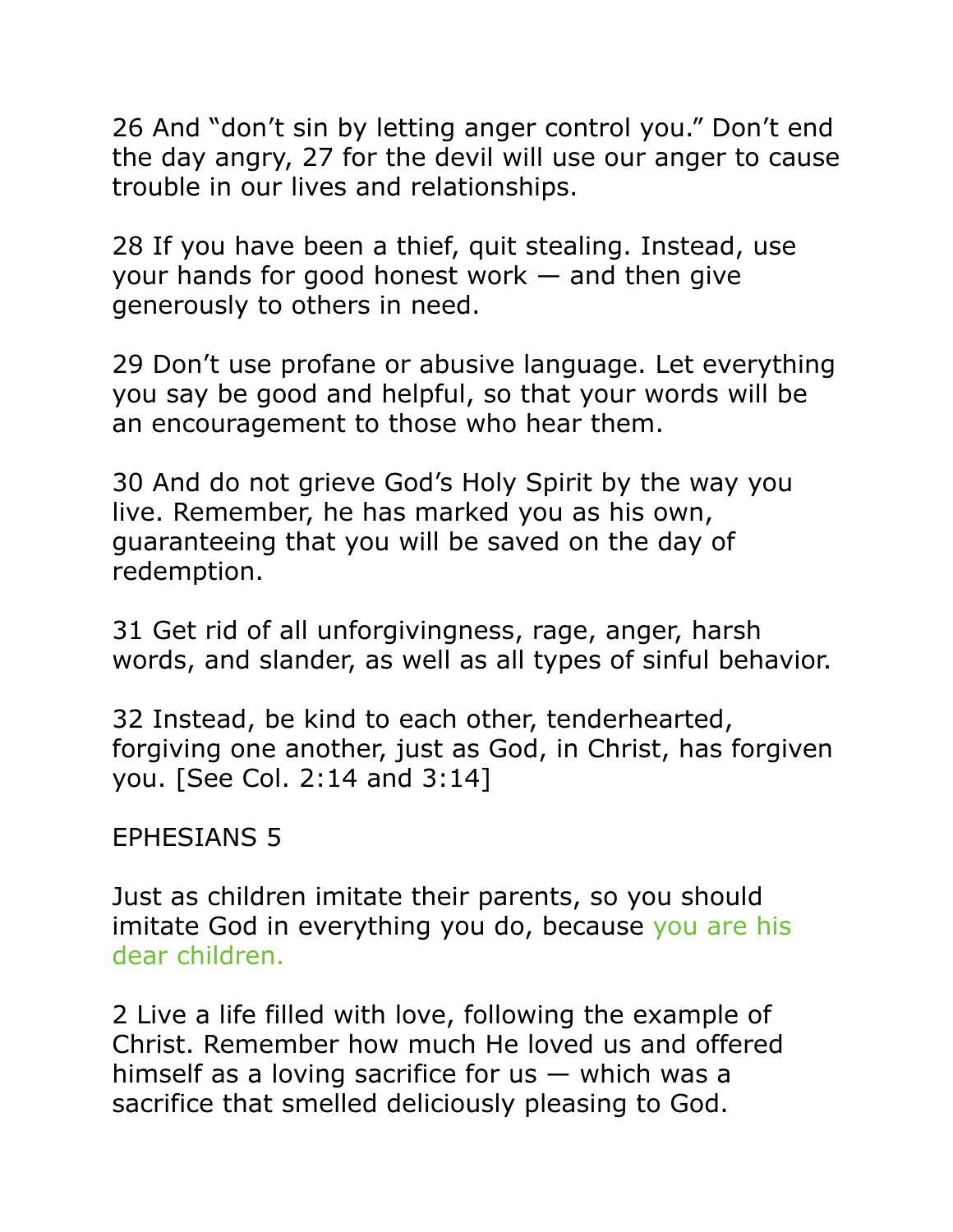26 And “don’t sin by letting anger control you.” Don’t end the day angry, 27 for the devil will use our anger to cause trouble in our lives and relationships.

28 If you have been a thief, quit stealing. Instead, use your hands for good honest work — and then give generously to others in need.

29 Don’t use profane or abusive language. Let everything you say be good and helpful, so that your words will be an encouragement to those who hear them.

30 And do not grieve God’s Holy Spirit by the way you live. Remember, he has marked you as his own, guaranteeing that you will be saved on the day of redemption.

31 Get rid of all unforgivingness, rage, anger, harsh words, and slander, as well as all types of sinful behavior.

32 Instead, be kind to each other, tenderhearted, forgiving one another, just as God, in Christ, has forgiven you. [See Col. 2:14 and 3:14]

EPHESIANS 5

Just as children imitate their parents, so you should imitate God in everything you do, because you are his dear children.

2 Live a life filled with love, following the example of Christ. Remember how much He loved us and offered himself as a loving sacrifice for us — which was a sacrifice that smelled deliciously pleasing to God.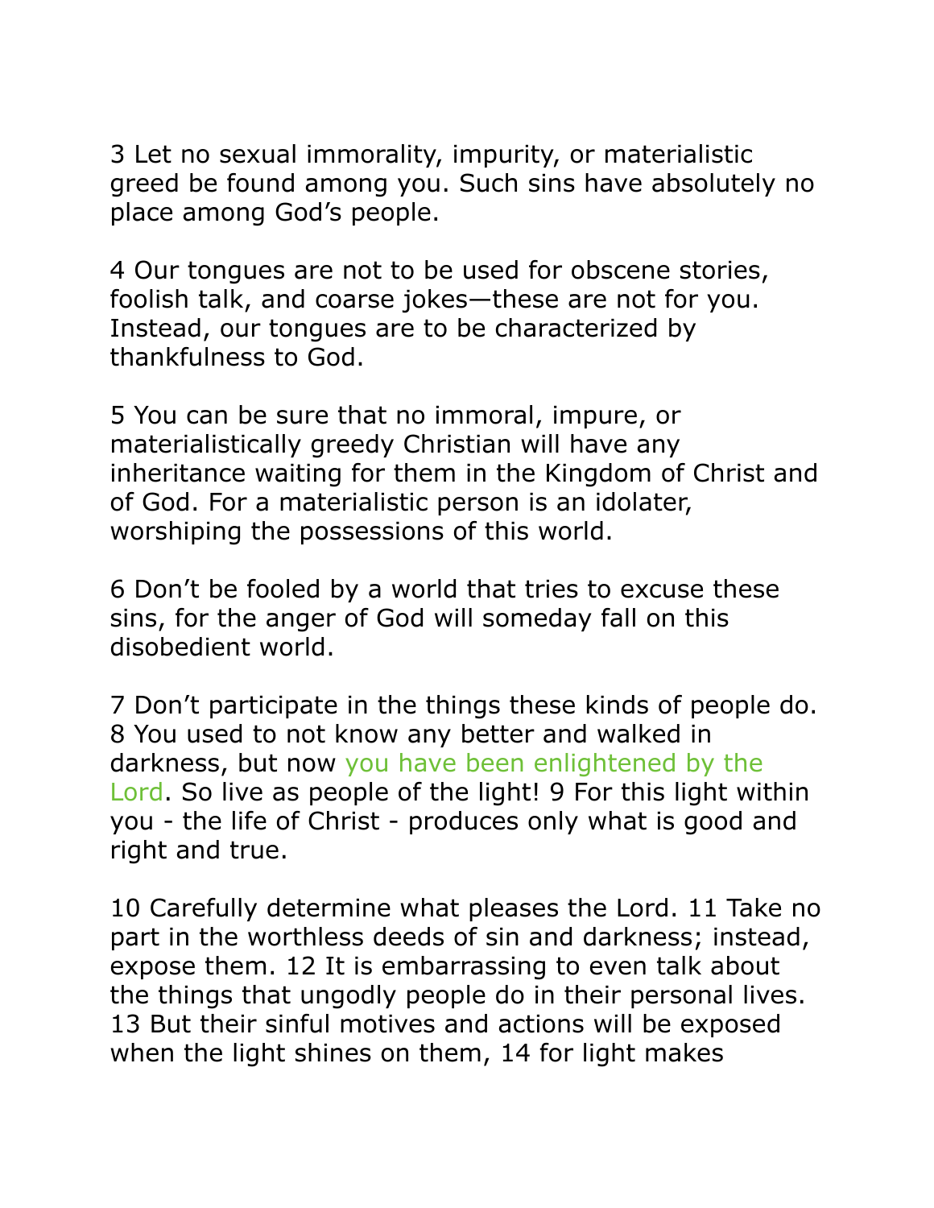3 Let no sexual immorality, impurity, or materialistic greed be found among you. Such sins have absolutely no place among God's people.

4 Our tongues are not to be used for obscene stories, foolish talk, and coarse jokes—these are not for you. Instead, our tongues are to be characterized by thankfulness to God.

5 You can be sure that no immoral, impure, or materialistically greedy Christian will have any inheritance waiting for them in the Kingdom of Christ and of God. For a materialistic person is an idolater, worshiping the possessions of this world.

6 Don't be fooled by a world that tries to excuse these sins, for the anger of God will someday fall on this disobedient world.

7 Don't participate in the things these kinds of people do. 8 You used to not know any better and walked in darkness, but now you have been enlightened by the Lord. So live as people of the light! 9 For this light within you - the life of Christ - produces only what is good and right and true.

10 Carefully determine what pleases the Lord. 11 Take no part in the worthless deeds of sin and darkness; instead, expose them. 12 It is embarrassing to even talk about the things that ungodly people do in their personal lives. 13 But their sinful motives and actions will be exposed when the light shines on them, 14 for light makes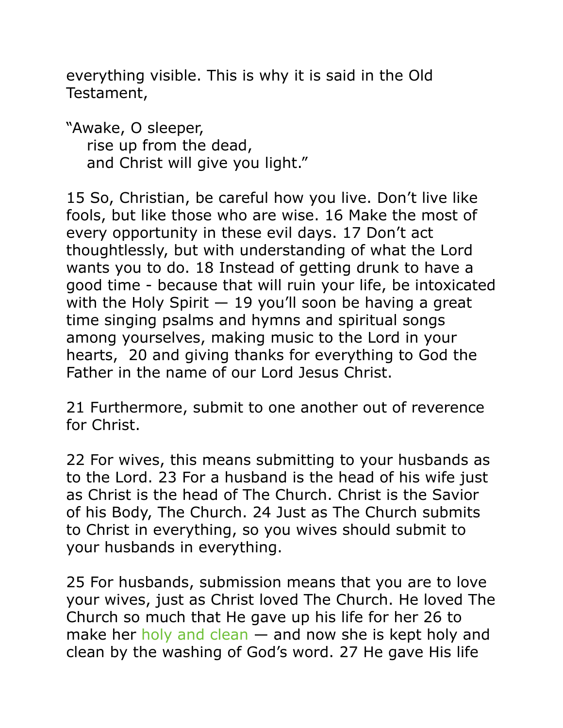everything visible. This is why it is said in the Old Testament,

"Awake, O sleeper,  
  rise up from the dead,  
  and Christ will give you light."

15 So, Christian, be careful how you live. Don't live like fools, but like those who are wise. 16 Make the most of every opportunity in these evil days. 17 Don't act thoughtlessly, but with understanding of what the Lord wants you to do. 18 Instead of getting drunk to have a good time - because that will ruin your life, be intoxicated with the Holy Spirit — 19 you'll soon be having a great time singing psalms and hymns and spiritual songs among yourselves, making music to the Lord in your hearts,  20 and giving thanks for everything to God the Father in the name of our Lord Jesus Christ.

21 Furthermore, submit to one another out of reverence for Christ.

22 For wives, this means submitting to your husbands as to the Lord. 23 For a husband is the head of his wife just as Christ is the head of The Church. Christ is the Savior of his Body, The Church. 24 Just as The Church submits to Christ in everything, so you wives should submit to your husbands in everything.

25 For husbands, submission means that you are to love your wives, just as Christ loved The Church. He loved The Church so much that He gave up his life for her 26 to make her holy and clean — and now she is kept holy and clean by the washing of God's word. 27 He gave His life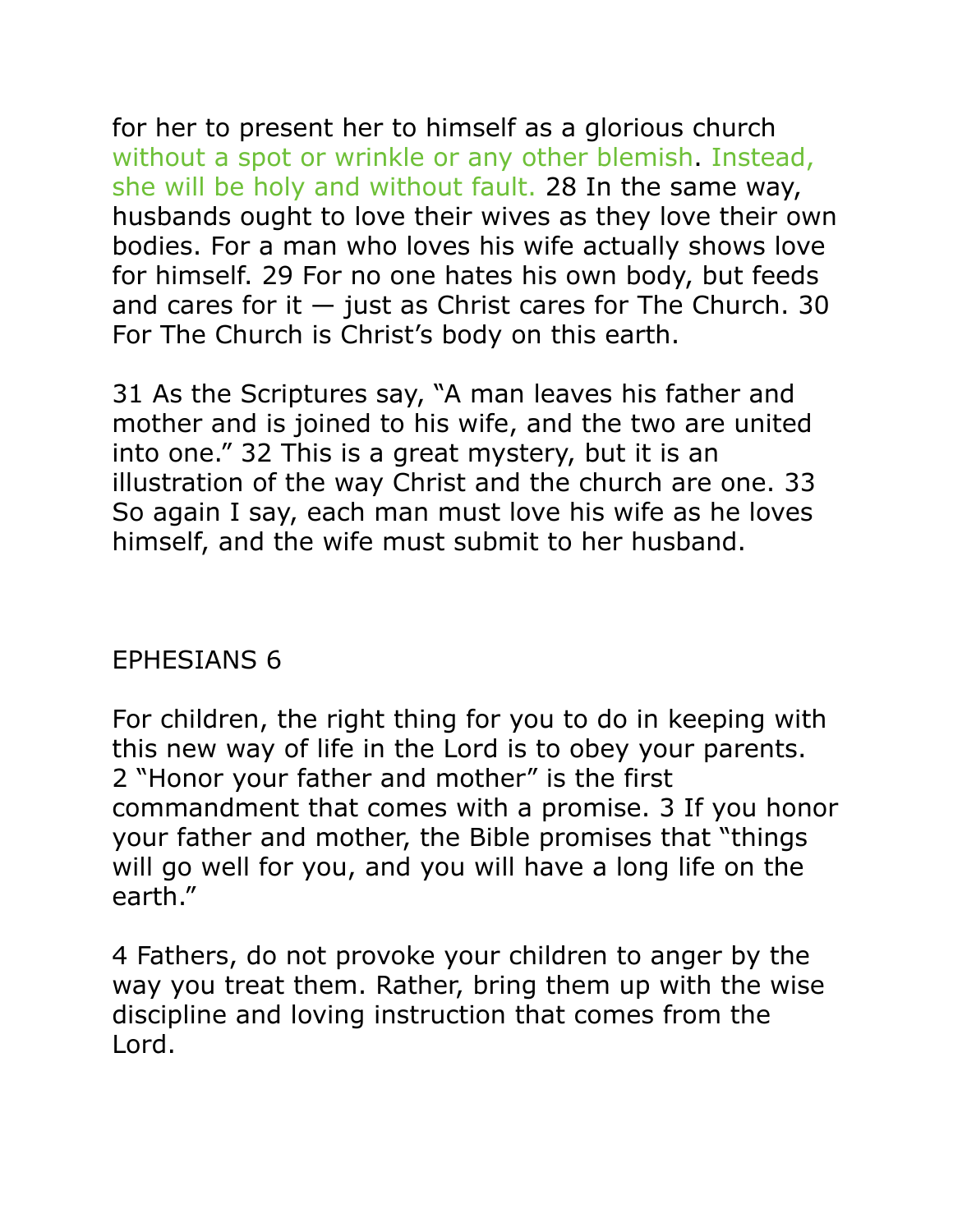for her to present her to himself as a glorious church without a spot or wrinkle or any other blemish. Instead, she will be holy and without fault. 28 In the same way, husbands ought to love their wives as they love their own bodies. For a man who loves his wife actually shows love for himself. 29 For no one hates his own body, but feeds and cares for it — just as Christ cares for The Church. 30 For The Church is Christ's body on this earth.

31 As the Scriptures say, "A man leaves his father and mother and is joined to his wife, and the two are united into one." 32 This is a great mystery, but it is an illustration of the way Christ and the church are one. 33 So again I say, each man must love his wife as he loves himself, and the wife must submit to her husband.

EPHESIANS 6

For children, the right thing for you to do in keeping with this new way of life in the Lord is to obey your parents. 2 "Honor your father and mother" is the first commandment that comes with a promise. 3 If you honor your father and mother, the Bible promises that "things will go well for you, and you will have a long life on the earth."

4 Fathers, do not provoke your children to anger by the way you treat them. Rather, bring them up with the wise discipline and loving instruction that comes from the Lord.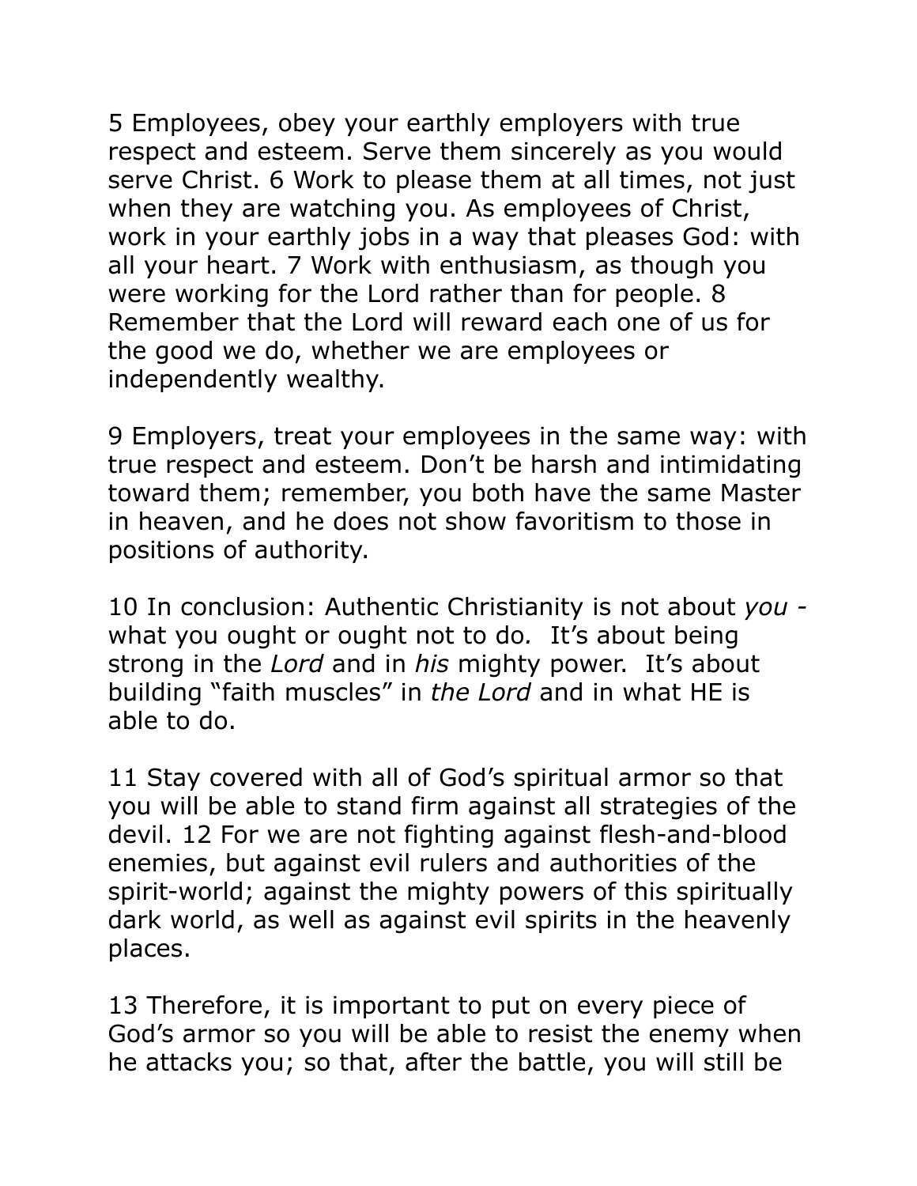5 Employees, obey your earthly employers with true respect and esteem. Serve them sincerely as you would serve Christ. 6 Work to please them at all times, not just when they are watching you. As employees of Christ, work in your earthly jobs in a way that pleases God: with all your heart. 7 Work with enthusiasm, as though you were working for the Lord rather than for people. 8 Remember that the Lord will reward each one of us for the good we do, whether we are employees or independently wealthy.

9 Employers, treat your employees in the same way: with true respect and esteem. Don't be harsh and intimidating toward them; remember, you both have the same Master in heaven, and he does not show favoritism to those in positions of authority.

10 In conclusion: Authentic Christianity is not about *you* - what you ought or ought not to do. It's about being strong in the *Lord* and in *his* mighty power. It's about building "faith muscles" in *the Lord* and in what HE is able to do.

11 Stay covered with all of God's spiritual armor so that you will be able to stand firm against all strategies of the devil. 12 For we are not fighting against flesh-and-blood enemies, but against evil rulers and authorities of the spirit-world; against the mighty powers of this spiritually dark world, as well as against evil spirits in the heavenly places.

13 Therefore, it is important to put on every piece of God's armor so you will be able to resist the enemy when he attacks you; so that, after the battle, you will still be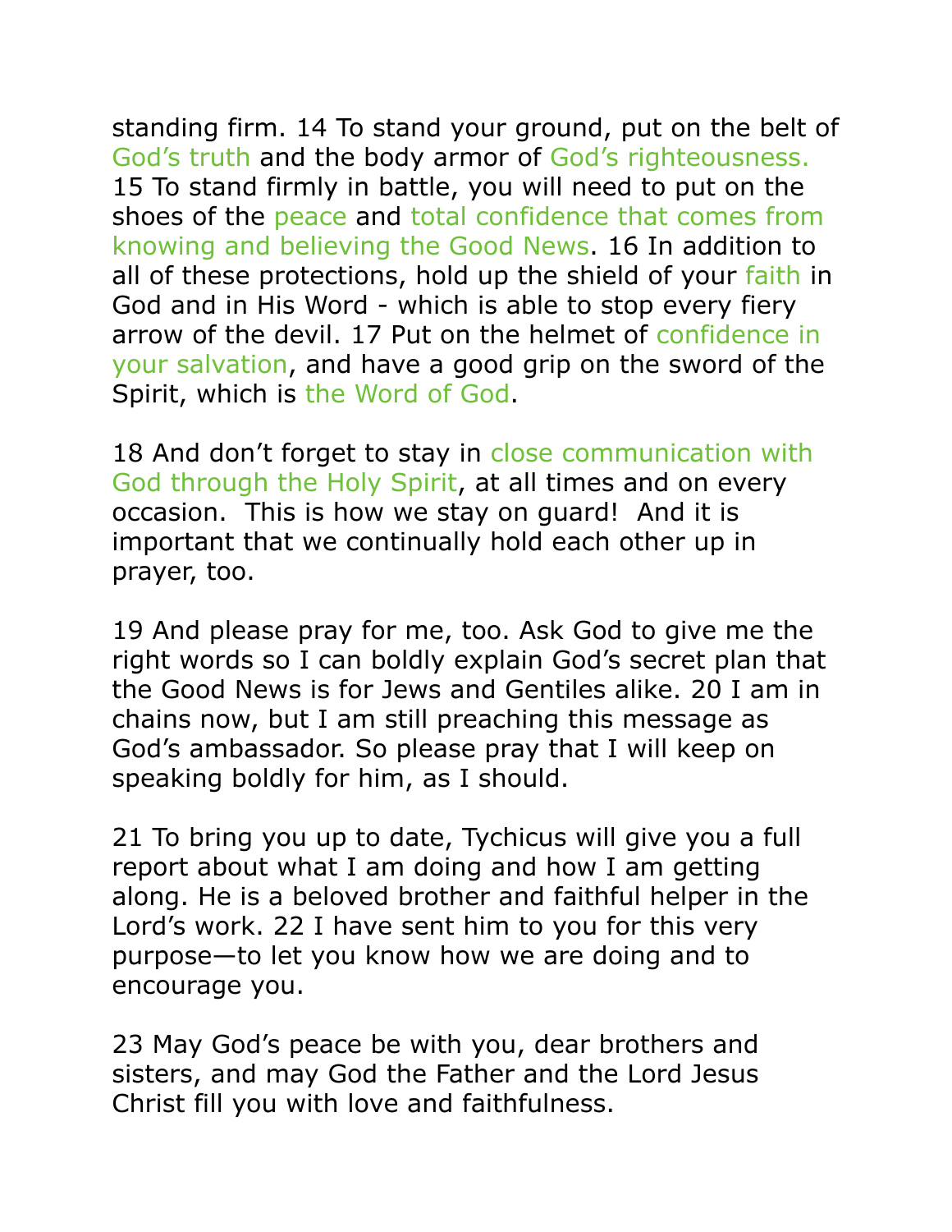standing firm. 14 To stand your ground, put on the belt of God's truth and the body armor of God's righteousness. 15 To stand firmly in battle, you will need to put on the shoes of the peace and total confidence that comes from knowing and believing the Good News. 16 In addition to all of these protections, hold up the shield of your faith in God and in His Word - which is able to stop every fiery arrow of the devil. 17 Put on the helmet of confidence in your salvation, and have a good grip on the sword of the Spirit, which is the Word of God.

18 And don't forget to stay in close communication with God through the Holy Spirit, at all times and on every occasion.  This is how we stay on guard!  And it is important that we continually hold each other up in prayer, too.

19 And please pray for me, too. Ask God to give me the right words so I can boldly explain God's secret plan that the Good News is for Jews and Gentiles alike. 20 I am in chains now, but I am still preaching this message as God's ambassador. So please pray that I will keep on speaking boldly for him, as I should.

21 To bring you up to date, Tychicus will give you a full report about what I am doing and how I am getting along. He is a beloved brother and faithful helper in the Lord's work. 22 I have sent him to you for this very purpose—to let you know how we are doing and to encourage you.

23 May God's peace be with you, dear brothers and sisters, and may God the Father and the Lord Jesus Christ fill you with love and faithfulness.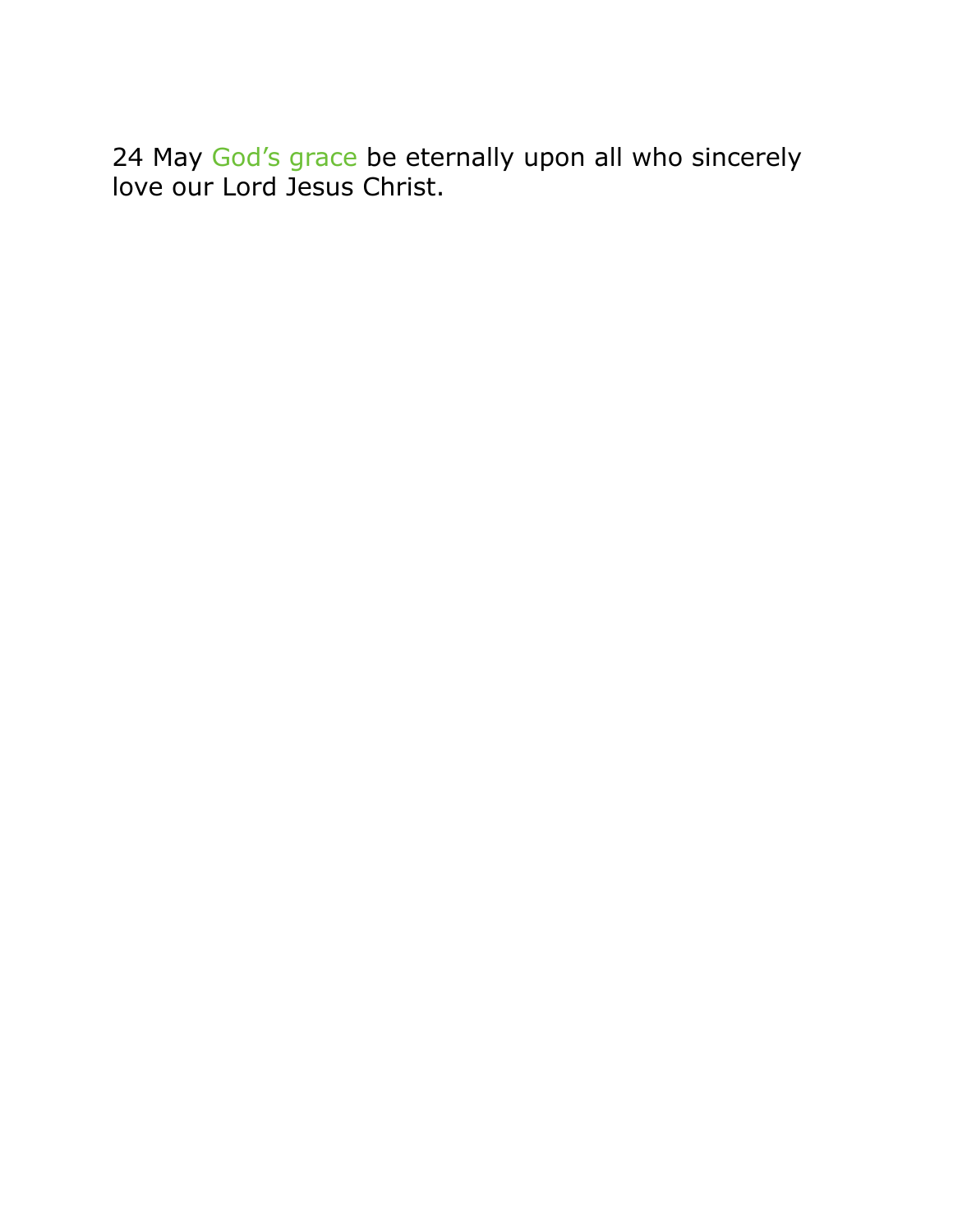24 May God’s grace be eternally upon all who sincerely love our Lord Jesus Christ.